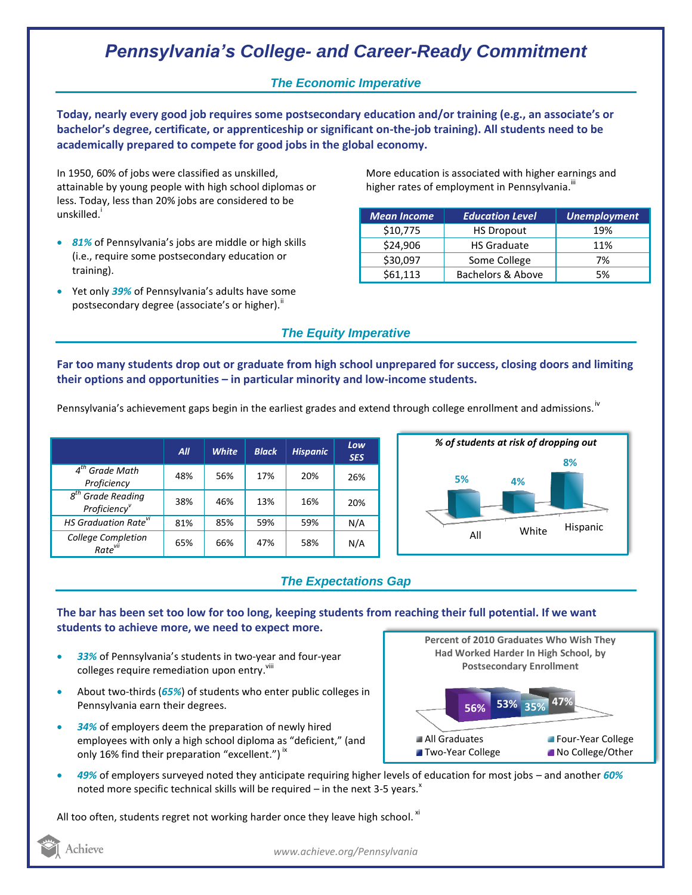# Pennsylvania's College- and Career-Ready Commitment

## The Economic Imperative

**Today, nearly every good job requires some postsecondary education and/or training (e.g., an associate's or bachelor's degree, certificate, or apprenticeship or significant on-the-job training). All students need to be academically prepared to compete for good jobs in the global economy.**

In 1950, 60% of jobs were classified as unskilled, attainable by young people with high school diplomas or less. Today, less than 20% jobs are considered to be unskilled.[i]

- ***81%*** of Pennsylvania's jobs are middle or high skills (i.e., require some postsecondary education or training).
- Yet only ***39%*** of Pennsylvania's adults have some postsecondary degree (associate's or higher).[ii]

More education is associated with higher earnings and higher rates of employment in Pennsylvania.[iii]

| Mean Income | Education Level | Unemployment |
|---|---|---|
| $10,775 | HS Dropout | 19% |
| $24,906 | HS Graduate | 11% |
| $30,097 | Some College | 7% |
| $61,113 | Bachelors & Above | 5% |

## The Equity Imperative

**Far too many students drop out or graduate from high school unprepared for success, closing doors and limiting their options and opportunities – in particular minority and low-income students.**

Pennsylvania's achievement gaps begin in the earliest grades and extend through college enrollment and admissions.[iv]

| | All | White | Black | Hispanic | Low SES |
|---|---|---|---|---|---|
| 4th Grade Math Proficiency | 48% | 56% | 17% | 20% | 26% |
| 8th Grade Reading Proficiency[v] | 38% | 46% | 13% | 16% | 20% |
| HS Graduation Rate[vi] | 81% | 85% | 59% | 59% | N/A |
| College Completion Rate[vii] | 65% | 66% | 47% | 58% | N/A |

*% of students at risk of dropping out*

| All | White | Hispanic |
|---|---|---|
| 5% | 4% | 8% |

## The Expectations Gap

**The bar has been set too low for too long, keeping students from reaching their full potential. If we want students to achieve more, we need to expect more.**

- ***33%*** of Pennsylvania's students in two-year and four-year colleges require remediation upon entry.[viii]
- About two-thirds (***65%***) of students who enter public colleges in Pennsylvania earn their degrees.
- ***34%*** of employers deem the preparation of newly hired employees with only a high school diploma as "deficient," (and only 16% find their preparation "excellent.")[ix]
- ***49%*** of employers surveyed noted they anticipate requiring higher levels of education for most jobs – and another ***60%*** noted more specific technical skills will be required – in the next 3-5 years.[x]

**Percent of 2010 Graduates Who Wish They Had Worked Harder In High School, by Postsecondary Enrollment**

| All Graduates | Two-Year College | Four-Year College | No College/Other |
|---|---|---|---|
| 47% | 53% | 35% | 56% |

All too often, students regret not working harder once they leave high school.[xi]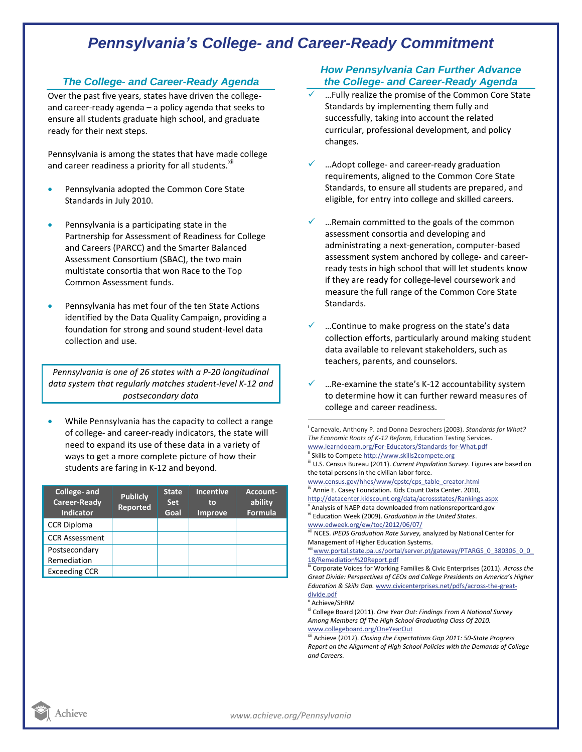# Pennsylvania's College- and Career-Ready Commitment

## The College- and Career-Ready Agenda

Over the past five years, states have driven the college- and career-ready agenda – a policy agenda that seeks to ensure all students graduate high school, and graduate ready for their next steps.

Pennsylvania is among the states that have made college and career readiness a priority for all students.[xii]

- Pennsylvania adopted the Common Core State Standards in July 2010.
- Pennsylvania is a participating state in the Partnership for Assessment of Readiness for College and Careers (PARCC) and the Smarter Balanced Assessment Consortium (SBAC), the two main multistate consortia that won Race to the Top Common Assessment funds.
- Pennsylvania has met four of the ten State Actions identified by the Data Quality Campaign, providing a foundation for strong and sound student-level data collection and use.

*Pennsylvania is one of 26 states with a P-20 longitudinal data system that regularly matches student-level K-12 and postsecondary data*

- While Pennsylvania has the capacity to collect a range of college- and career-ready indicators, the state will need to expand its use of these data in a variety of ways to get a more complete picture of how their students are faring in K-12 and beyond.

| College- and Career-Ready Indicator | Publicly Reported | State Set Goal | Incentive to Improve | Account-ability Formula |
|---|---|---|---|---|
| CCR Diploma | | | | |
| CCR Assessment | | | | |
| Postsecondary Remediation | | | | |
| Exceeding CCR | | | | |

## How Pennsylvania Can Further Advance the College- and Career-Ready Agenda

- ✓ …Fully realize the promise of the Common Core State Standards by implementing them fully and successfully, taking into account the related curricular, professional development, and policy changes.
- ✓ …Adopt college- and career-ready graduation requirements, aligned to the Common Core State Standards, to ensure all students are prepared, and eligible, for entry into college and skilled careers.
- ✓ …Remain committed to the goals of the common assessment consortia and developing and administrating a next-generation, computer-based assessment system anchored by college- and career-ready tests in high school that will let students know if they are ready for college-level coursework and measure the full range of the Common Core State Standards.
- ✓ …Continue to make progress on the state's data collection efforts, particularly around making student data available to relevant stakeholders, such as teachers, parents, and counselors.
- ✓ …Re-examine the state's K-12 accountability system to determine how it can further reward measures of college and career readiness.

---

[i] Carnevale, Anthony P. and Donna Desrochers (2003). *Standards for What? The Economic Roots of K-12 Reform,* Education Testing Services. www.learndoearn.org/For-Educators/Standards-for-What.pdf

[ii] Skills to Compete http://www.skills2compete.org

[iii] U.S. Census Bureau (2011). *Current Population Survey*. Figures are based on the total persons in the civilian labor force. www.census.gov/hhes/www/cpstc/cps_table_creator.html

[iv] Annie E. Casey Foundation. Kids Count Data Center. 2010, http://datacenter.kidscount.org/data/acrossstates/Rankings.aspx

[v] Analysis of NAEP data downloaded from nationsreportcard.gov

[vi] Education Week (2009). *Graduation in the United States*. www.edweek.org/ew/toc/2012/06/07/

[vii] NCES. *IPEDS Graduation Rate Survey,* analyzed by National Center for Management of Higher Education Systems.

[viii] www.portal.state.pa.us/portal/server.pt/gateway/PTARGS_0_380306_0_0_18/Remediation%20Report.pdf

[ix] Corporate Voices for Working Families & Civic Enterprises (2011). *Across the Great Divide: Perspectives of CEOs and College Presidents on America's Higher Education & Skills Gap.* www.civicenterprises.net/pdfs/across-the-great-divide.pdf

[x] Achieve/SHRM

[xi] College Board (2011). *One Year Out: Findings From A National Survey Among Members Of The High School Graduating Class Of 2010.* www.collegeboard.org/OneYearOut

[xii] Achieve (2012). *Closing the Expectations Gap 2011: 50-State Progress Report on the Alignment of High School Policies with the Demands of College and Careers.*